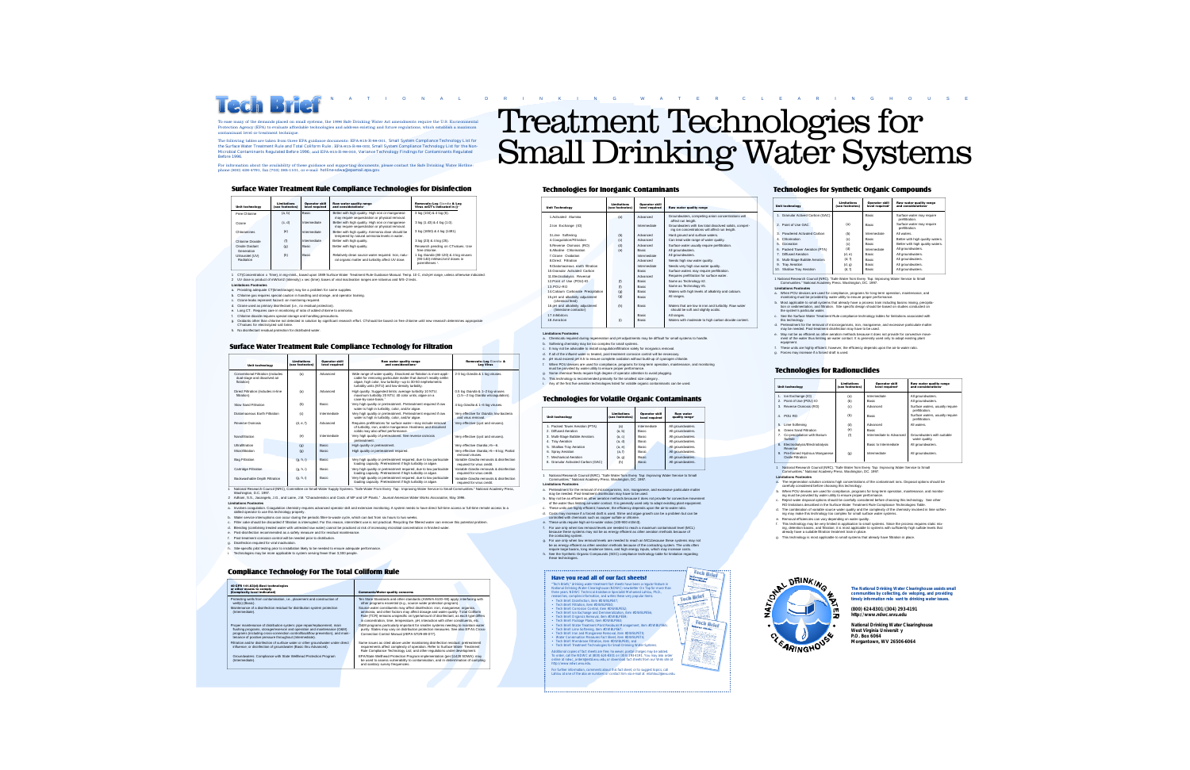# Tech Brief

N A T I O N A L D R I N K I N G W A T E R C L E A R I N G H O U S E

# Treatment Technologies for Small Drinking Water Systems

To ease many of the demands placed on small systems, the 1996 Safe Drinking Water Act amendments require the U.S. Environmental Protection Agency (EPA) to evaluate affordable technologies and address existing and future regulations, which establish a maximum contaminant level or treatment technique.

The following tables are taken from three EPA guidance documents. EPA-815-R-98-001, Small System Compliance Technology List for the Surface Water Treatment Rule and Total Coliform Rule ; EPA-815-R-98-003, Small System Compliance Technology List for the Non-Microbial Contaminants Regulated Before 1996; and EPA-815-R-98-003, Variance Technology Findings for Contaminants Regulated Before 1996.

For information about the availability of these guidance and supporting documents, please contact the Safe Drinking Water Hotline phone (800) 426-4791, fax (703) 285-1101, or e-mail: hotline-sdwa@epamail.epa.gov.

## Surface Water Treatment Rule Compliance Technologies for Disinfection

| Unit technology | Limitations (see footnotes) | Operator skill level required | Raw water quality range and considerations[1] | Removals-Log Giardia & Log Virus w/CT's indicated in ()[1] |
|---|---|---|---|---|
| Free Chlorine | (a, b) | Basic | Better with high quality. High iron or manganese may require sequestration or physical removal. | 3 log (104) & 4 log (6). |
| Ozone | (c, d) | Intermediate | Better with high quality. High iron or manganese may require sequestration or physical removal. | 3 log (1.43) & 4 log (1.0). |
| Chloramines | (e) | Intermediate | Better with high quality. Ammonia dose should be tempered by natural ammonia levels in water. | 3 log (1850) & 4 log (1491). |
| Chlorine Dioxide | (f) | Intermediate | Better with high quality. | 3 log (23) & 4 log (25). |
| Onsite Oxidant Generation | (g) | Basic | Better with high quality. | Research pending on CT values. Use free chlorine. |
| Ultraviolet (UV) Radiation | (h) | Basic | Relatively clean source water required. Iron, natural organic matter and turbidity affect UV dose. | 1 log Giardia (80-120) & 4 log viruses (90-140) mW•s/cm2 doses in parentheses.[2] |

1 CT(Concentration x Time) in mg•min/L based upon 1989 Surface Water Treatment Rule Guidance Manual; Temp. 10 C, mid-pH range, unless otherwise indicated.

2 UV dose is product of mW/cm2 (intensity) x sec (time); bases of viral inactivation ranges are rotavirus and MS-2 tests.

**Limitations Footnotes**

a. Providing adequate CT (time/storage) may be a problem for some supplies.
b. Chlorine gas requires special caution in handling and storage, and operator training.
c. Ozone leaks represent hazard; air monitoring required.
d. Ozone used as primary disinfectant (i.e., no residual protection).
e. Long CT. Requires care in monitoring of ratio of added chlorine to ammonia.
f. Chlorine dioxide requires special storage and handling precautions.
g. Oxidants other than chlorine not detected in solution by significant research effort. CT should be based on free chlorine until new research determines appropriate CT values for electrolyzed salt brine.
h. No disinfectant residual protection for distributed water.

## Surface Water Treatment Rule Compliance Technology for Filtration

| Unit technology | Limitations (see footnotes) | Operator skill level required | Raw water quality range and considerations[1] | Removals-Log Giardia & Log Virus |
|---|---|---|---|---|
| Conventional Filtration (includes dual-stage and dissolved air flotation) | (a) | Advanced | Wide range of water quality. Dissolved air flotation is more applicable for removing particulate matter that doesn't readily settle: algae, high color, low turbidity—up to 30-50 nephelometric turbidity units (NTU)—and low-density turbidity. | 2.5 log Giardia & 2 log viruses. |
| Direct Filtration (includes in-line filtration) | (a) | Advanced | High quality. Suggested limits: average turbidity 10 NTU; maximum turbidity 20 NTU; 40 color units; algae on a case-by-case basis. | 0.5 log Giardia & 1-2 log viruses (1.5—2 log Giardia w/coagulation). |
| Slow Sand Filtration | (b) | Basic | Very high quality or pretreatment. Pretreatment required if raw water is high in turbidity, color, and/or algae. | 4 log Giardia & 1-6 log viruses. |
| Diatomaceous Earth Filtration | (c) | Intermediate | Very high quality or pretreatment. Pretreatment required if raw water is high in turbidity, color, and/or algae. | Very effective for Giardia; low bacteria and virus removal. |
| Reverse Osmosis | (d, e, f) | Advanced | Requires prefiltration for surface water—may include removal of turbidity, iron, and/or manganese. Hardness and dissolved solids may also affect performance. | Very effective (cyst and viruses). |
| Nanofiltration | (e) | Intermediate | Very high quality of pretreatment. See reverse osmosis pretreatment. | Very effective (cyst and viruses). |
| Ultrafiltration | (g) | Basic | High quality or pretreatment. | Very effective Giardia >5—6. |
| Microfiltration | (g) | Basic | High quality or pretreatment required. | Very effective Giardia >5—6 log; Partial removal viruses. |
| Bag Filtration | (g, h, i) | Basic | Very high quality or pretreatment required, due to low particulate loading capacity. Pretreatment if high turbidity or algae. | Variable Giardia removals & disinfection required for virus credit. |
| Cartridge Filtration | (g, h, i) | Basic | Very high quality or pretreatment required, due to low particulate loading capacity. Pretreatment if high turbidity or algae. | Variable Giardia removals & disinfection required for virus credit. |
| Backwashable Depth Filtration | (g, h, i) | Basic | Very high quality or pretreatment required, due to low particulate loading capacity. Pretreatment if high turbidity or algae. | Variable Giardia removals & disinfection required for virus credit. |

1 National Research Council (NRC), Committee on Small Water Supply Systems. "Safe Water From Every Tap: Improving Water Service to Small Communities." National Academy Press, Washington, D.C. 1997.

2 Adham, S.S., Jacangelo, J.G., and Laine, J.M. "Characteristics and Costs of MF and UF Plants." Journal American Water Works Association, May 1996.

**Limitations Footnotes**

a. Involves coagulation. Coagulation chemistry requires advanced operator skill and extensive monitoring. A system needs to have direct full-time access or full-time remote access to a skilled operator to use this technology properly.
b. Water service interruptions can occur during the periodic filter-to-waste cycle, which can last from six hours to two weeks.
c. Filter cake should be discarded if filtration is interrupted. For this reason, intermittent use is not practical. Recycling the filtered water can remove this potential problem.
d. Blending (combining treated water with untreated raw water) cannot be practiced at risk of increasing microbial concentration in finished water.
e. Post-disinfection recommended as a safety measure and for residual maintenance.
f. Post treatment corrosion control will be needed prior to distribution.
g. Disinfection required for viral inactivation.
h. Site-specific pilot testing prior to installation likely to be needed to ensure adequate performance.
i. Technologies may be more applicable to system serving fewer than 3,300 people.

## Compliance Technology For The Total Coliform Rule

| 40 CFR 141.63(d)-Best technologies or other means to comply (Complexity level indicated) | Comments/Water quality concerns |
|---|---|
| Protecting wells from contamination, i.e., placement and construction of well(s) (Basic). | Testing Standards and other standards (AWWA A100-90) apply; interfacing with other programs essential (e.g., source water protection program). |
| Maintenance of a disinfection residual for distribution system protection (Intermediate). | Source water constituents may affect disinfection: iron, manganese, organics, ammonia, and other factors may affect dosage and water quality. Total Coliform Rule (TCR) remains unspecific on type/amount of disinfectant, as each type differs in concentration, time, temperature, pH, interaction with other constituents, etc. |
| Proper maintenance of distribution system: pipe repair/replacement, main flushing programs, storage/reservoir and operation and maintenance (O&M) programs (including cross-connection control/backflow prevention), and maintenance of positive pressure throughout (Intermediate). | O&M programs particularly important for smaller systems needing to maintain water purity. States may vary on distribution protection measures. See also EPA's Cross-Connection Control Manual (#EPA 570/9-89-007). |
| Filtration and/or disinfection of surface water or other groundwater under direct influence; or disinfection of groundwater (Basic thru Advanced). | Same issues as cited above under maintaining disinfection residual; pretreatment requirements affect complexity of operation. Refer to Surface Water Treatment Rule Compliance Technology List and other regulations under development. |
| Groundwaters: Compliance with State Wellhead Protection Program (Intermediate). | EPA/State Wellhead Protection Program implementation (see §1428 SDWA); may be used to assess vulnerability to contamination, and in determination of sampling and sanitary survey frequencies. |

## Technologies for Inorganic Contaminants

| Unit Technology | Limitations (see footnotes) | Operator skill level required | Raw water quality range |
|---|---|---|---|
| 1.Activated Alumina | (a) | Advanced | Groundwaters, competing anion concentrations will affect run length. |
| 2.Ion Exchange (IE) | | Intermediate | Groundwaters with low total dissolved solids, competing ion concentrations will affect run length. |
| 3.Lime Softening | (b) | Advanced | Hard ground and surface waters. |
| 4.Coagulation/Filtration | (c) | Advanced | Can treat wide range of water quality. |
| 5.Reverse Osmosis (RO) | (d) | Advanced | Surface waters usually require prefiltration. |
| 6.Alkaline Chlorination | (e) | Basic | All groundwaters. |
| 7.Ozone Oxidation | | Intermediate | All groundwaters. |
| 8.Direct Filtration | | Advanced | Needs high raw water quality. |
| 9.Diatomaceous Earth Filtration | | Intermediate | Needs very high raw water quality. |
| 10.Granular Activated Carbon | | Basic | Surface waters may require filtration. |
| 11.Electrodialysis Reversal | | Advanced | Requires prefiltration for surface water. |
| 12.Point of Use (POU)-IO | (f) | Basic | Same as Technology #2. |
| 13.POU-RO | (f) | Basic | Same as Technology #5. |
| 14.Calcium Carbonate Precipitation | (g) | Basic | Waters with high levels of alkalinity and calcium. |
| 15.pH and alkalinity adjustment (chemical feed) | (g) | Basic | All ranges. |
| 16.pH and alkalinity adjustment (limestone contactor) | (h) | Basic | Waters that are low in iron and turbidity. Raw water should be soft and slightly acidic. |
| 17.Inhibitors | | Basic | All ranges. |
| 18.Aeration | (i) | Basic | Waters with moderate to high carbon dioxide content. |

**Limitations Footnotes**

a. Chemicals required during regeneration and pH adjustment may be difficult for small systems to handle.
b. Softening chemistry may be too complex for small systems.
c. It may not be advisable to install coagulation/filtration solely for inorganics removal.
d. If all of the influent water is treated, post-treatment corrosion control will be necessary.
e. pH must exceed pH 8.5 to ensure complete oxidation without build-up of cyanogen chloride.
f. When POU devices are used for compliance, programs for long-term operation, maintenance, and monitoring must be provided by water utility to ensure proper performance.
g. Some chemical feeds require high degree of operator attention to avoid plugging.
h. This technology is recommended primarily for the smallest size category.
i. Any of the first five aeration technologies listed for volatile organic contaminants can be used.

## Technologies for Volatile Organic Contaminants

| Unit technology | Limitations (see footnotes) | Operator skill level required | Raw water quality range[1] |
|---|---|---|---|
| 1. Packed Tower Aeration (PTA) | (a) | Intermediate | All groundwaters. |
| 2. Diffused Aeration | (a, b) | Basic | All groundwaters. |
| 3. Multi-Stage Bubble Aerators | (a, c) | Basic | All groundwaters. |
| 4. Tray Aeration | (a, d) | Basic | All groundwaters. |
| 5. Shallow Tray Aeration | (a, e) | Basic | All groundwaters. |
| 6. Spray Aeration | (a, f) | Basic | All groundwaters. |
| 7. Mechanical Aeration | (a, g) | Basic | All groundwaters. |
| 8. Granular Activated Carbon (GAC) | (h) | Basic | All groundwaters. |

1 National Research Council (NRC). "Safe Water From Every Tap: Improving Water Service to Small Communities." National Academy Press, Washington, DC. 1997.

**Limitations Footnotes**

a. Pretreatment for the removal of microorganisms, iron, manganese, and excessive particulate matter may be needed. Post treatment disinfection may have to be used.
b. May not be as efficient as other aeration methods because it does not provide for convective movement of the water thus limiting air-water contact. It is generally used only to adapt existing plant equipment.
c. These units are highly efficient; however, the efficiency depends upon the air-to-water ratio.
d. Costs may increase if a forced draft is used. Slime and algae growth can be a problem but can be controlled with chemicals such as copper sulfate or chlorine.
e. These units require high air-to-water ratios (100-900 m3/m3).
f. For use only when low removal levels are needed to reach a maximum contaminant level (MCL) because the units may not be as energy efficient as other aeration methods because of the contacting system.
g. For use only when low removal levels are needed to reach an MCL because these systems may not be as energy efficient as other aeration methods because of the contacting system. The units often require large basins, long residence times, and high energy inputs, which may increase costs.
h. See the Synthetic Organic Compounds (SOC) compliance technology table for limitation regarding these technologies.

## Technologies for Synthetic Organic Compounds

| Unit technology | Limitations (see footnotes) | Operator skill level required | Raw water quality range and considerations[1] |
|---|---|---|---|
| 1. Granular Activated Carbon (GAC) | | Basic | Surface water may require prefiltration. |
| 2. Point of Use GAC | (a) | Basic | Surface water may require prefiltration. |
| 3. Powdered Activated Carbon | (b) | Intermediate | All waters. |
| 4. Chlorination | (c) | Basic | Better with high quality waters. |
| 5. Ozonation | (c) | Basic | Better with high quality waters. |
| 6. Packed Tower Aeration (PTA) | (d) | Intermediate | All groundwaters. |
| 7. Diffused Aeration | (d, e) | Basic | All groundwaters. |
| 8. Multi-Stage Bubble Aerators | (d, f) | Basic | All groundwaters. |
| 9. Tray Aeration | (d, g) | Basic | All groundwaters. |
| 10. Shallow Tray Aeration | (d, f) | Basic | All groundwaters. |

1 National Research Council (NRC). "Safe Water from Every Tap: Improving Water Service to Small Communities." National Academy Press, Washington, DC. 1997.

**Limitations Footnotes**

a. When POU devices are used for compliance, programs for long-term operation, maintenance, and monitoring must be provided by water utility to ensure proper performance.
b. Most applicable to small systems that already have a process train including basins, mixing, precipitation or sedimentation, and filtration. Site specific design should be based on studies conducted on the system's particular water.
c. See the Surface Water Treatment Rule compliance technology tables for limitations associated with this technology.
d. Pretreatment for the removal of microorganisms, iron, manganese, and excessive particulate matter may be needed. Post-treatment disinfection may have to be used.
e. May not be as efficient as other aeration methods because it does not provide for convective movement of the water thus limiting air-water contact. It is generally used only to adapt existing plant equipment.
f. These units are highly efficient; however, the efficiency depends upon the air-to-water ratio.
g. Forces may increase if a forced draft is used.

## Technologies for Radionuclides

| Unit technology | Limitations (see footnotes) | Operator skill level required | Raw water quality range and considerations[1] |
|---|---|---|---|
| 1. Ion Exchange (IO) | (a) | Intermediate | All groundwaters. |
| 2. Point of Use (POU) IO | (b) | Basic | All groundwaters. |
| 3. Reverse Osmosis (RO) | (c) | Advanced | Surface waters, usually require prefiltration. |
| 4. POU RO | (b) | Basic | Surface waters, usually require prefiltration. |
| 5. Lime Softening | (d) | Advanced | All waters. |
| 6. Green Sand Filtration | (e) | Basic | |
| 7. Co-precipitation with Barium Sulfate | (f) | Intermediate to Advanced | Groundwaters with suitable water quality. |
| 8. Electrodialysis/Electrodialysis Reversal | | Basic to Intermediate | All groundwaters. |
| 9. Pre-formed Hydrous Manganese Oxide Filtration | (g) | Intermediate | All groundwaters. |

1. National Research Council (NRC). "Safe Water from Every Tap: Improving Water Service to Small Communities." National Academy Press, Washington, DC. 1997.

**Limitations Footnotes**

a. The regeneration solution contains high concentrations of the contaminant ions. Disposal options should be carefully considered before choosing this technology.
b. When POU devices are used for compliance, programs for long-term operation, maintenance, and monitoring must be provided by water utility to ensure proper performance.
c. Reject water disposal options should be carefully considered before choosing this technology. See other RO limitations described in the Surface Water Treatment Rule Compliance Technologies Table.
d. The combination of variable source water quality and the complexity of the chemistry involved in lime softening may make this technology too complex for small surface water systems.
e. Removal efficiencies can vary depending on water quality.
f. This technology may be very limited in application to small systems. Since the process requires static mixing, detention basins, and filtration, it is most applicable to systems with sufficiently high sulfate levels that already have a suitable filtration treatment train in place.
g. This technology is most applicable to small systems that already have filtration in place.

### Have you read all of our fact sheets?

"Tech Briefs," drinking water treatment fact sheets have been a regular feature in National Drinking Water Clearinghouse (NDWC) newsletter *On Tap* for more than three years. NDWC Technical Assistance Specialist Mohamed Lahlou, Ph.D., researches, compiles information, and writes these very popular items.

- Tech Brief: Disinfection, item #DWBLPE47;
- Tech Brief: Filtration, item #DWBLPE50;
- Tech Brief: Corrosion Control, item #DWBLPE52;
- Tech Brief: Ion Exchange and Demineralization, item #DWBLPE56;
- Tech Brief: Organics Removal, item #DWBLPE59;
- Tech Brief: Package Plants, item #DWBLPE63;
- Tech Brief: Water Treatment Plant Residuals Management, item #DWBLPE65;
- Tech Brief: Lime Softening, item #DWBLPE67;
- Tech Brief: Iron and Manganese Removal, item #DWBLPE70;
- Water Conservation Measures Fact Sheet, item #DWBLPE74;
- Tech Brief: Membrane Filtration, item #DWBLPE81; and
- Tech Brief: Treatment Technologies for Small Drinking Water Systems.

Additional copies of fact sheets are free; however, postal charges may be added. To order, call the NDWC at (800) 624-8301 or (304) 293-4191. You may also order online at ndwc_orders@estd.wvu.edu or download fact sheets from our Web site at http://www.ndwc.wvu.edu.

For further information, comments about this fact sheet, or to suggest topics, call Lahlou at one of the above numbers or contact him via e-mail at mlahlou@wvu.edu.

**The National Drinking Water Clearinghouse assists small communities by collecting, developing, and providing timely information relevant to drinking water issues.**

**(800) 624-8301/(304) 293-4191**
**http://www.ndwc.wvu.edu**

**National Drinking Water Clearinghouse**
**West Virginia University**
**P.O. Box 6064**
**Morgantown, WV 26506-6064**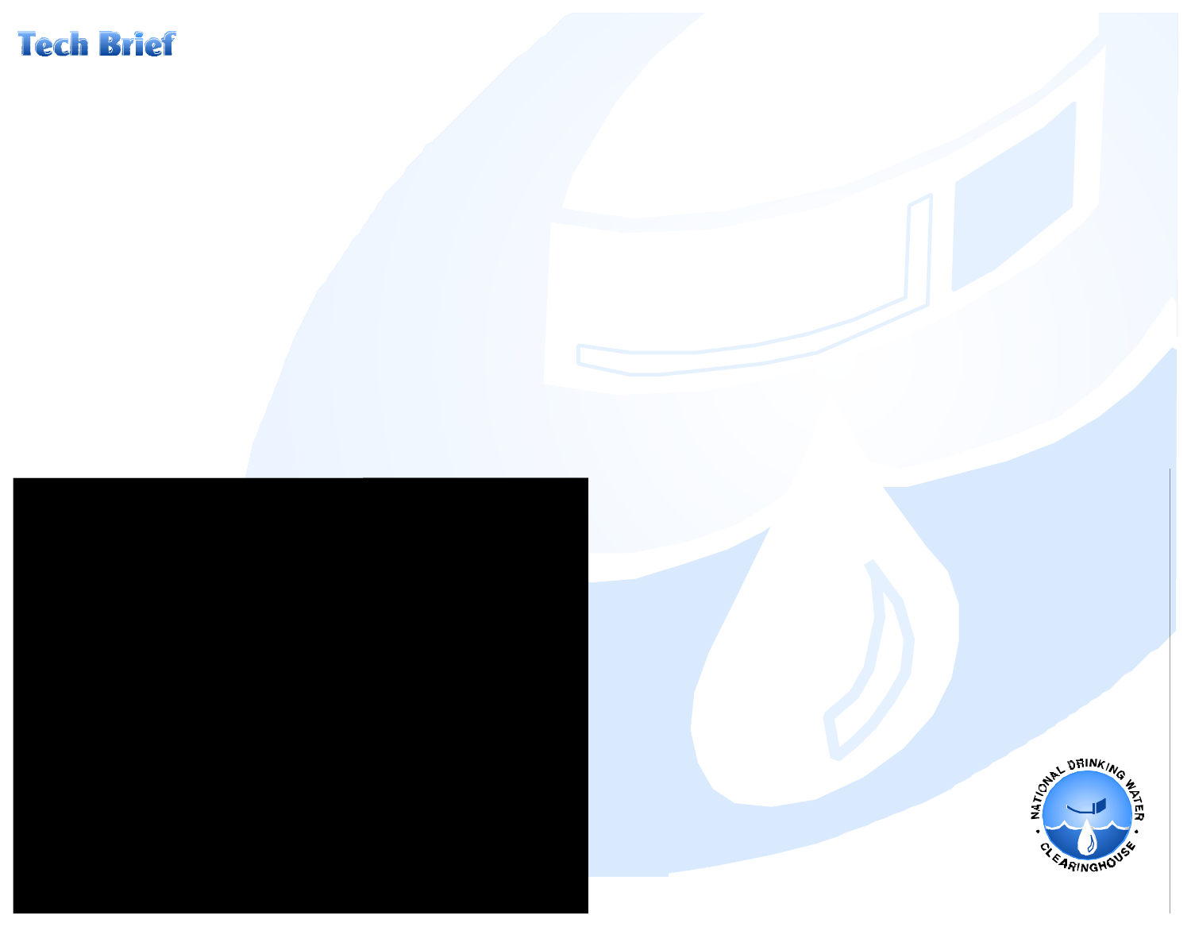Tech Brief

NATIONAL DRINKING WATER CLEARINGHOUSE